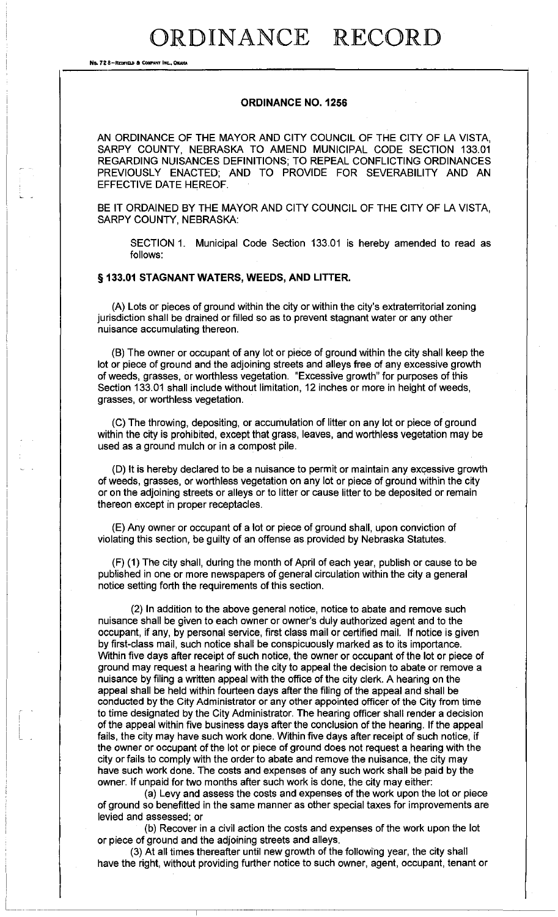# ORDINANCE RECORD

No. 72 8—REDFIELD & COMPANY INC., OMAHA

## ORDINANCE NO. 1256

AN ORDINANCE OF THE MAYOR AND CITY COUNCIL OF THE CITY OF LA VISTA, SARPY COUNTY, NEBRASKA TO AMEND MUNICIPAL CODE SECTION 133.01 REGARDING NUISANCES DEFINITIONS; TO REPEAL CONFLICTING ORDINANCES PREVIOUSLY ENACTED; AND TO PROVIDE FOR SEVERABILITY AND AN EFFECTIVE DATE HEREOF.

BE IT ORDAINED BY THE MAYOR AND CITY COUNCIL OF THE CITY OF LA VISTA, SARPY COUNTY, NEBRASKA:

SECTION 1. Municipal Code Section 133.01 is hereby amended to read as follows:

### § 133.01 STAGNANT WATERS, WEEDS, AND LITTER.

(A) Lots or pieces of ground within the city or within the city's extraterritorial zoning jurisdiction shall be drained or filled so as to prevent stagnant water or any other nuisance accumulating thereon.

(B) The owner or occupant of any lot or piece of ground within the city shall keep the lot or piece of ground and the adjoining streets and alleys free of any excessive growth of weeds, grasses, or worthless vegetation. "Excessive growth" for purposes of this Section 133.01 shall include without limitation, 12 inches or more in height of weeds, grasses, or worthless vegetation.

(C) The throwing, depositing, or accumulation of litter on any lot or piece of ground within the city is prohibited, except that grass, leaves, and worthless vegetation may be used as a ground mulch or in a compost pile.

(D) It is hereby declared to be a nuisance to permit or maintain any excessive growth of weeds, grasses, or worthless vegetation on any lot or piece of ground within the city or on the adjoining streets or alleys or to litter or cause litter to be deposited or remain thereon except in proper receptacles.

(E) Any owner or occupant of a lot or piece of ground shall, upon conviction of violating this section, be guilty of an offense as provided by Nebraska Statutes.

(F) (1) The city shall, during the month of April of each year, publish or cause to be published in one or more newspapers of general circulation within the city a general notice setting forth the requirements of this section.

(2) In addition to the above general notice, notice to abate and remove such nuisance shall be given to each owner or owner's duly authorized agent and to the occupant, if any, by personal service, first class mail or certified mail. If notice is given by first-class mail, such notice shall be conspicuously marked as to its importance. Within five days after receipt of such notice, the owner or occupant of the lot or piece of ground may request a hearing with the city to appeal the decision to abate or remove a nuisance by filing a written appeal with the office of the city clerk. A hearing on the appeal shall be held within fourteen days after the filing of the appeal and shall be conducted by the City Administrator or any other appointed officer of the City from time to time designated by the City Administrator. The hearing officer shall render a decision of the appeal within five business days after the conclusion of the hearing. If the appeal fails, the city may have such work done. Within five days after receipt of such notice, if the owner or occupant of the lot or piece of ground does not request a hearing with the city or fails to comply with the order to abate and remove the nuisance, the city may have such work done. The costs and expenses of any such work shall be paid by the owner. If unpaid for two months after such work is done, the city may either:

(a) Levy and assess the costs and expenses of the work upon the lot or piece of ground so benefitted in the same manner as other special taxes for improvements are levied and assessed; or

(b) Recover in a civil action the costs and expenses of the work upon the lot or piece of ground and the adjoining streets and alleys.

(3) At all times thereafter until new growth of the following year, the city shall have the right, without providing further notice to such owner, agent, occupant, tenant or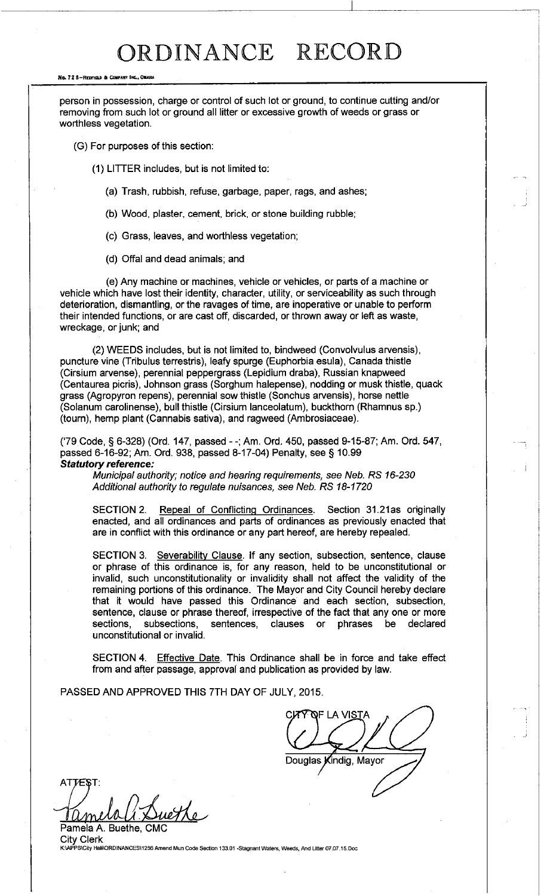# ORDINANCE RECORD

person in possession, charge or control of such lot or ground, to continue cutting and/or removing from such lot or ground all litter or excessive growth of weeds or grass or worthless vegetation.

(G) For purposes of this section:

(1) LITTER includes, but is not limited to:

(a) Trash, rubbish, refuse, garbage, paper, rags, and ashes;

(b) Wood, plaster, cement, brick, or stone building rubble;

(c) Grass, leaves, and worthless vegetation;

(d) Offal and dead animals; and

(e) Any machine or machines, vehicle or vehicles, or parts of a machine or vehicle which have lost their identity, character, utility, or serviceability as such through deterioration, dismantling, or the ravages of time, are inoperative or unable to perform their intended functions, or are cast off, discarded, or thrown away or left as waste, wreckage, or junk; and

(2) WEEDS includes, but is not limited to, bindweed (Convolvulus arvensis), puncture vine (Tribulus terrestris), leafy spurge (Euphorbia esula), Canada thistle (Cirsium arvense), perennial peppergrass (Lepidium draba), Russian knapweed (Centaurea picris), Johnson grass (Sorghum halepense), nodding or musk thistle, quack grass (Agropyron repens), perennial sow thistle (Sonchus arvensis), horse nettle (Solanum carolinense), bull thistle (Cirsium lanceolatum), buckthorn (Rhamnus sp.) (tourn), hemp plant (Cannabis sativa), and ragweed (Ambrosiaceae).

('79 Code, § 6-328) (Ord. 147, passed - -; Am. Ord. 450, passed 9-15-87; Am. Ord. 547, passed 6-16-92; Am. Ord. 938, passed 8-17-04) Penalty, see § 10.99

***Statutory reference:***

*Municipal authority; notice and hearing requirements, see Neb. RS 16-230*

*Additional authority to regulate nuisances, see Neb. RS 18-1720*

SECTION 2. Repeal of Conflicting Ordinances. Section 31.21as originally enacted, and all ordinances and parts of ordinances as previously enacted that are in conflict with this ordinance or any part hereof, are hereby repealed.

SECTION 3. Severability Clause. If any section, subsection, sentence, clause or phrase of this ordinance is, for any reason, held to be unconstitutional or invalid, such unconstitutionality or invalidity shall not affect the validity of the remaining portions of this ordinance. The Mayor and City Council hereby declare that it would have passed this Ordinance and each section, subsection, sentence, clause or phrase thereof, irrespective of the fact that any one or more sections, subsections, sentences, clauses or phrases be declared unconstitutional or invalid.

SECTION 4. Effective Date. This Ordinance shall be in force and take effect from and after passage, approval and publication as provided by law.

PASSED AND APPROVED THIS 7TH DAY OF JULY, 2015.

CITY OF LA VISTA

Douglas Kindig, Mayor

ATTEST:

Pamela A. Buethe, CMC
City Clerk

K:\APPS\City Hall\ORDINANCES\1256 Amend Mun Code Section 133.01 -Stagnant Waters, Weeds, And Litter 07.07.15.Doc